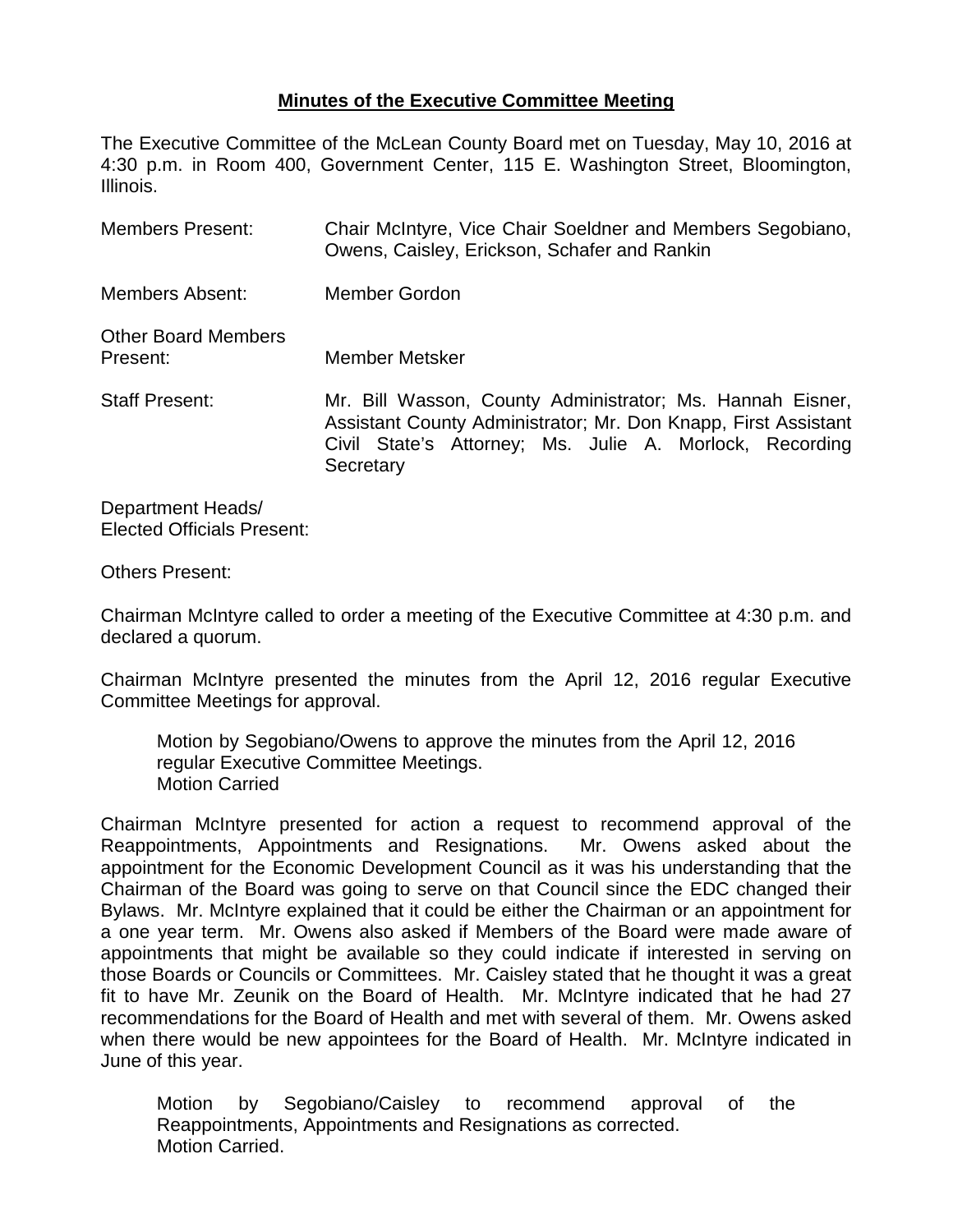# Minutes of the Executive Committee Meeting

The Executive Committee of the McLean County Board met on Tuesday, May 10, 2016 at 4:30 p.m. in Room 400, Government Center, 115 E. Washington Street, Bloomington, Illinois.

Members Present: Chair McIntyre, Vice Chair Soeldner and Members Segobiano, Owens, Caisley, Erickson, Schafer and Rankin

Members Absent: Member Gordon

Other Board Members Present: Member Metsker

Staff Present: Mr. Bill Wasson, County Administrator; Ms. Hannah Eisner, Assistant County Administrator; Mr. Don Knapp, First Assistant Civil State's Attorney; Ms. Julie A. Morlock, Recording Secretary

Department Heads/ Elected Officials Present:

Others Present:

Chairman McIntyre called to order a meeting of the Executive Committee at 4:30 p.m. and declared a quorum.

Chairman McIntyre presented the minutes from the April 12, 2016 regular Executive Committee Meetings for approval.

> Motion by Segobiano/Owens to approve the minutes from the April 12, 2016 regular Executive Committee Meetings.
> Motion Carried

Chairman McIntyre presented for action a request to recommend approval of the Reappointments, Appointments and Resignations. Mr. Owens asked about the appointment for the Economic Development Council as it was his understanding that the Chairman of the Board was going to serve on that Council since the EDC changed their Bylaws. Mr. McIntyre explained that it could be either the Chairman or an appointment for a one year term. Mr. Owens also asked if Members of the Board were made aware of appointments that might be available so they could indicate if interested in serving on those Boards or Councils or Committees. Mr. Caisley stated that he thought it was a great fit to have Mr. Zeunik on the Board of Health. Mr. McIntyre indicated that he had 27 recommendations for the Board of Health and met with several of them. Mr. Owens asked when there would be new appointees for the Board of Health. Mr. McIntyre indicated in June of this year.

> Motion by Segobiano/Caisley to recommend approval of the Reappointments, Appointments and Resignations as corrected.
> Motion Carried.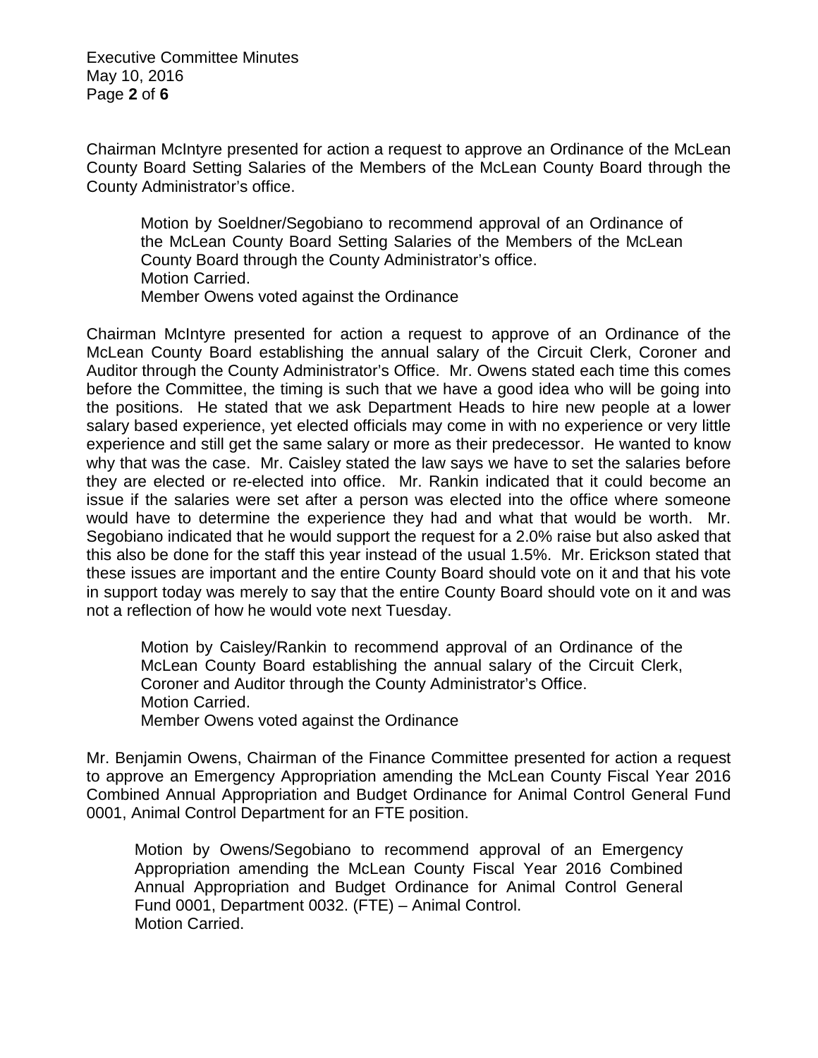Chairman McIntyre presented for action a request to approve an Ordinance of the McLean County Board Setting Salaries of the Members of the McLean County Board through the County Administrator's office.

> Motion by Soeldner/Segobiano to recommend approval of an Ordinance of the McLean County Board Setting Salaries of the Members of the McLean County Board through the County Administrator's office.
> Motion Carried.
> Member Owens voted against the Ordinance

Chairman McIntyre presented for action a request to approve of an Ordinance of the McLean County Board establishing the annual salary of the Circuit Clerk, Coroner and Auditor through the County Administrator's Office. Mr. Owens stated each time this comes before the Committee, the timing is such that we have a good idea who will be going into the positions. He stated that we ask Department Heads to hire new people at a lower salary based experience, yet elected officials may come in with no experience or very little experience and still get the same salary or more as their predecessor. He wanted to know why that was the case. Mr. Caisley stated the law says we have to set the salaries before they are elected or re-elected into office. Mr. Rankin indicated that it could become an issue if the salaries were set after a person was elected into the office where someone would have to determine the experience they had and what that would be worth. Mr. Segobiano indicated that he would support the request for a 2.0% raise but also asked that this also be done for the staff this year instead of the usual 1.5%. Mr. Erickson stated that these issues are important and the entire County Board should vote on it and that his vote in support today was merely to say that the entire County Board should vote on it and was not a reflection of how he would vote next Tuesday.

> Motion by Caisley/Rankin to recommend approval of an Ordinance of the McLean County Board establishing the annual salary of the Circuit Clerk, Coroner and Auditor through the County Administrator's Office.
> Motion Carried.
> Member Owens voted against the Ordinance

Mr. Benjamin Owens, Chairman of the Finance Committee presented for action a request to approve an Emergency Appropriation amending the McLean County Fiscal Year 2016 Combined Annual Appropriation and Budget Ordinance for Animal Control General Fund 0001, Animal Control Department for an FTE position.

> Motion by Owens/Segobiano to recommend approval of an Emergency Appropriation amending the McLean County Fiscal Year 2016 Combined Annual Appropriation and Budget Ordinance for Animal Control General Fund 0001, Department 0032. (FTE) – Animal Control.
> Motion Carried.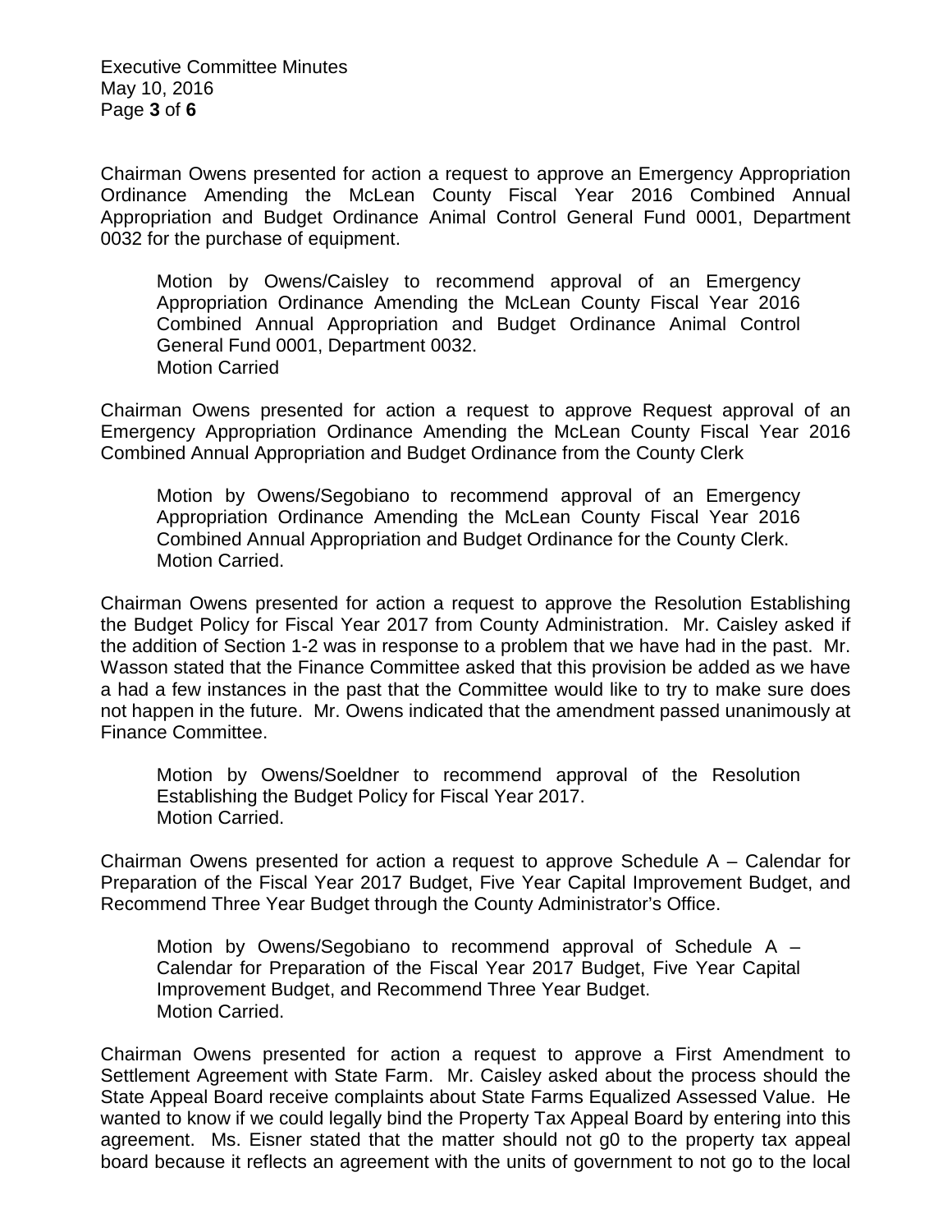Chairman Owens presented for action a request to approve an Emergency Appropriation Ordinance Amending the McLean County Fiscal Year 2016 Combined Annual Appropriation and Budget Ordinance Animal Control General Fund 0001, Department 0032 for the purchase of equipment.

> Motion by Owens/Caisley to recommend approval of an Emergency Appropriation Ordinance Amending the McLean County Fiscal Year 2016 Combined Annual Appropriation and Budget Ordinance Animal Control General Fund 0001, Department 0032.
> Motion Carried

Chairman Owens presented for action a request to approve Request approval of an Emergency Appropriation Ordinance Amending the McLean County Fiscal Year 2016 Combined Annual Appropriation and Budget Ordinance from the County Clerk

> Motion by Owens/Segobiano to recommend approval of an Emergency Appropriation Ordinance Amending the McLean County Fiscal Year 2016 Combined Annual Appropriation and Budget Ordinance for the County Clerk.
> Motion Carried.

Chairman Owens presented for action a request to approve the Resolution Establishing the Budget Policy for Fiscal Year 2017 from County Administration. Mr. Caisley asked if the addition of Section 1-2 was in response to a problem that we have had in the past. Mr. Wasson stated that the Finance Committee asked that this provision be added as we have a had a few instances in the past that the Committee would like to try to make sure does not happen in the future. Mr. Owens indicated that the amendment passed unanimously at Finance Committee.

> Motion by Owens/Soeldner to recommend approval of the Resolution Establishing the Budget Policy for Fiscal Year 2017.
> Motion Carried.

Chairman Owens presented for action a request to approve Schedule A – Calendar for Preparation of the Fiscal Year 2017 Budget, Five Year Capital Improvement Budget, and Recommend Three Year Budget through the County Administrator's Office.

> Motion by Owens/Segobiano to recommend approval of Schedule A – Calendar for Preparation of the Fiscal Year 2017 Budget, Five Year Capital Improvement Budget, and Recommend Three Year Budget.
> Motion Carried.

Chairman Owens presented for action a request to approve a First Amendment to Settlement Agreement with State Farm. Mr. Caisley asked about the process should the State Appeal Board receive complaints about State Farms Equalized Assessed Value. He wanted to know if we could legally bind the Property Tax Appeal Board by entering into this agreement. Ms. Eisner stated that the matter should not g0 to the property tax appeal board because it reflects an agreement with the units of government to not go to the local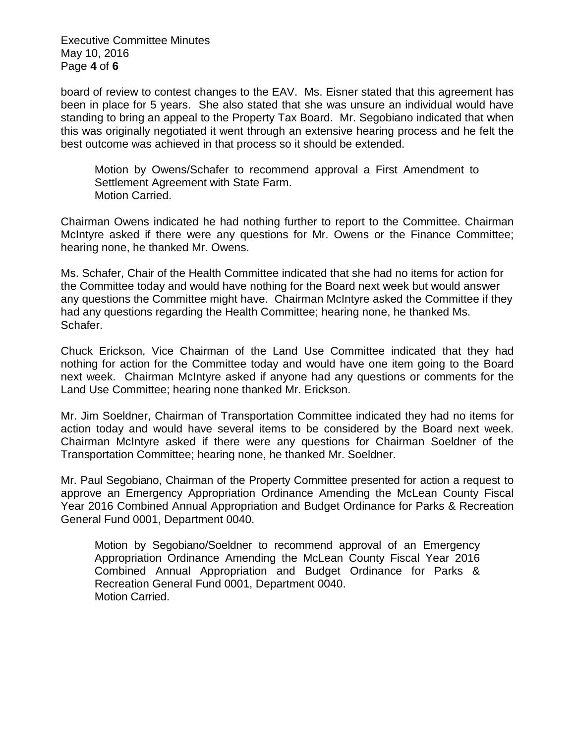board of review to contest changes to the EAV. Ms. Eisner stated that this agreement has been in place for 5 years. She also stated that she was unsure an individual would have standing to bring an appeal to the Property Tax Board. Mr. Segobiano indicated that when this was originally negotiated it went through an extensive hearing process and he felt the best outcome was achieved in that process so it should be extended.

> Motion by Owens/Schafer to recommend approval a First Amendment to Settlement Agreement with State Farm.
> Motion Carried.

Chairman Owens indicated he had nothing further to report to the Committee. Chairman McIntyre asked if there were any questions for Mr. Owens or the Finance Committee; hearing none, he thanked Mr. Owens.

Ms. Schafer, Chair of the Health Committee indicated that she had no items for action for the Committee today and would have nothing for the Board next week but would answer any questions the Committee might have. Chairman McIntyre asked the Committee if they had any questions regarding the Health Committee; hearing none, he thanked Ms. Schafer.

Chuck Erickson, Vice Chairman of the Land Use Committee indicated that they had nothing for action for the Committee today and would have one item going to the Board next week. Chairman McIntyre asked if anyone had any questions or comments for the Land Use Committee; hearing none thanked Mr. Erickson.

Mr. Jim Soeldner, Chairman of Transportation Committee indicated they had no items for action today and would have several items to be considered by the Board next week. Chairman McIntyre asked if there were any questions for Chairman Soeldner of the Transportation Committee; hearing none, he thanked Mr. Soeldner.

Mr. Paul Segobiano, Chairman of the Property Committee presented for action a request to approve an Emergency Appropriation Ordinance Amending the McLean County Fiscal Year 2016 Combined Annual Appropriation and Budget Ordinance for Parks & Recreation General Fund 0001, Department 0040.

> Motion by Segobiano/Soeldner to recommend approval of an Emergency Appropriation Ordinance Amending the McLean County Fiscal Year 2016 Combined Annual Appropriation and Budget Ordinance for Parks & Recreation General Fund 0001, Department 0040.
> Motion Carried.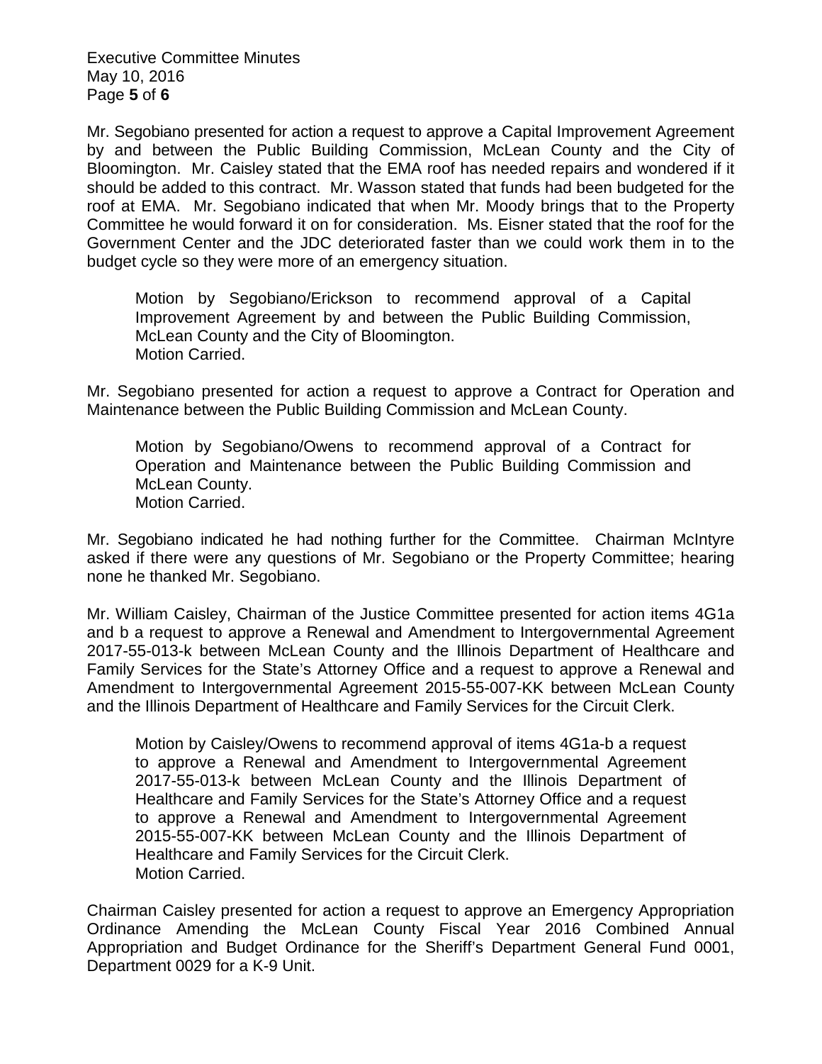Mr. Segobiano presented for action a request to approve a Capital Improvement Agreement by and between the Public Building Commission, McLean County and the City of Bloomington. Mr. Caisley stated that the EMA roof has needed repairs and wondered if it should be added to this contract. Mr. Wasson stated that funds had been budgeted for the roof at EMA. Mr. Segobiano indicated that when Mr. Moody brings that to the Property Committee he would forward it on for consideration. Ms. Eisner stated that the roof for the Government Center and the JDC deteriorated faster than we could work them in to the budget cycle so they were more of an emergency situation.

> Motion by Segobiano/Erickson to recommend approval of a Capital Improvement Agreement by and between the Public Building Commission, McLean County and the City of Bloomington.
> Motion Carried.

Mr. Segobiano presented for action a request to approve a Contract for Operation and Maintenance between the Public Building Commission and McLean County.

> Motion by Segobiano/Owens to recommend approval of a Contract for Operation and Maintenance between the Public Building Commission and McLean County.
> Motion Carried.

Mr. Segobiano indicated he had nothing further for the Committee. Chairman McIntyre asked if there were any questions of Mr. Segobiano or the Property Committee; hearing none he thanked Mr. Segobiano.

Mr. William Caisley, Chairman of the Justice Committee presented for action items 4G1a and b a request to approve a Renewal and Amendment to Intergovernmental Agreement 2017-55-013-k between McLean County and the Illinois Department of Healthcare and Family Services for the State's Attorney Office and a request to approve a Renewal and Amendment to Intergovernmental Agreement 2015-55-007-KK between McLean County and the Illinois Department of Healthcare and Family Services for the Circuit Clerk.

> Motion by Caisley/Owens to recommend approval of items 4G1a-b a request to approve a Renewal and Amendment to Intergovernmental Agreement 2017-55-013-k between McLean County and the Illinois Department of Healthcare and Family Services for the State's Attorney Office and a request to approve a Renewal and Amendment to Intergovernmental Agreement 2015-55-007-KK between McLean County and the Illinois Department of Healthcare and Family Services for the Circuit Clerk.
> Motion Carried.

Chairman Caisley presented for action a request to approve an Emergency Appropriation Ordinance Amending the McLean County Fiscal Year 2016 Combined Annual Appropriation and Budget Ordinance for the Sheriff's Department General Fund 0001, Department 0029 for a K-9 Unit.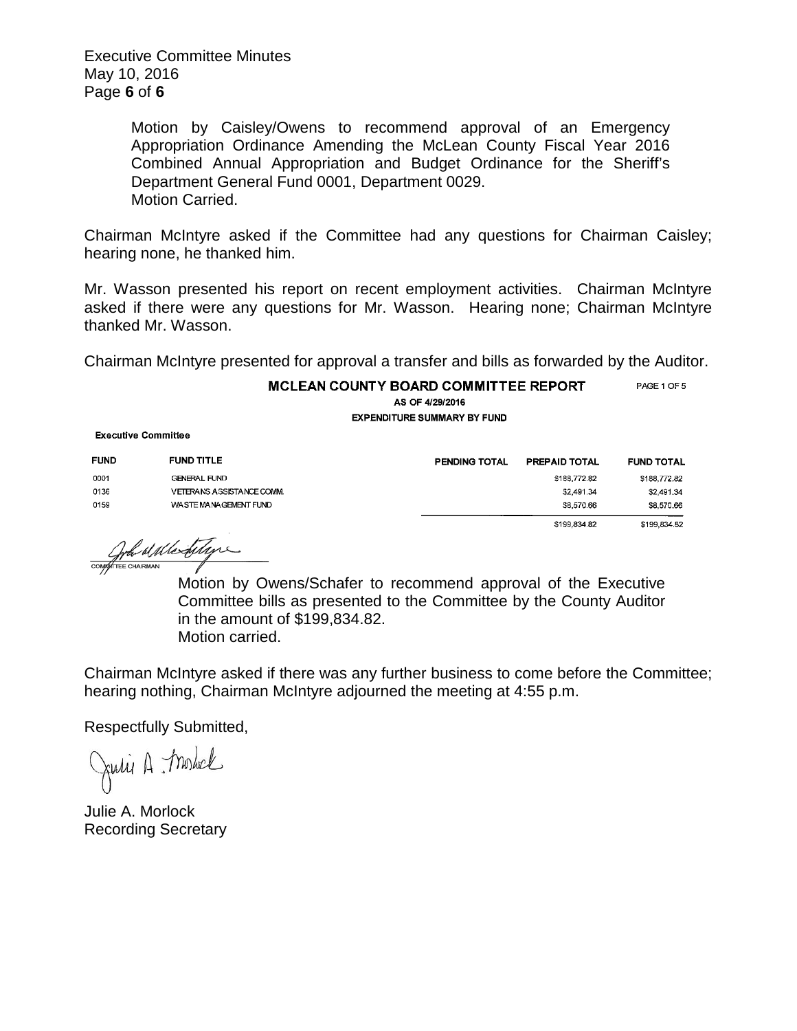Motion by Caisley/Owens to recommend approval of an Emergency Appropriation Ordinance Amending the McLean County Fiscal Year 2016 Combined Annual Appropriation and Budget Ordinance for the Sheriff's Department General Fund 0001, Department 0029.
Motion Carried.

Chairman McIntyre asked if the Committee had any questions for Chairman Caisley; hearing none, he thanked him.

Mr. Wasson presented his report on recent employment activities. Chairman McIntyre asked if there were any questions for Mr. Wasson. Hearing none; Chairman McIntyre thanked Mr. Wasson.

Chairman McIntyre presented for approval a transfer and bills as forwarded by the Auditor.

**MCLEAN COUNTY BOARD COMMITTEE REPORT** PAGE 1 OF 5

**AS OF 4/29/2016**

**EXPENDITURE SUMMARY BY FUND**

**Executive Committee**

| FUND | FUND TITLE | PENDING TOTAL | PREPAID TOTAL | FUND TOTAL |
|---|---|---|---|---|
| 0001 | GENERAL FUND | | $188,772.82 | $188,772.82 |
| 0136 | VETERANS ASSISTANCE COMM. | | $2,491.34 | $2,491.34 |
| 0159 | WASTE MANAGEMENT FUND | | $8,570.66 | $8,570.66 |
| | | | $199,834.82 | $199,834.82 |

COMMITTEE CHAIRMAN

Motion by Owens/Schafer to recommend approval of the Executive Committee bills as presented to the Committee by the County Auditor in the amount of $199,834.82.
Motion carried.

Chairman McIntyre asked if there was any further business to come before the Committee; hearing nothing, Chairman McIntyre adjourned the meeting at 4:55 p.m.

Respectfully Submitted,

Julie A. Morlock
Recording Secretary